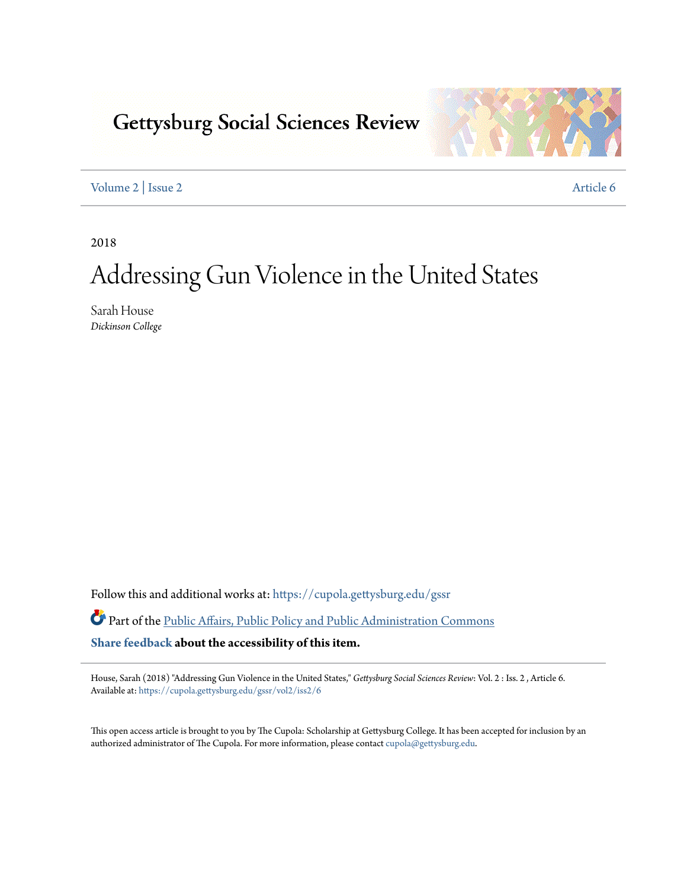Gettysburg Social Sciences Review

Volume 2 | Issue 2 Article 6

2018

# Addressing Gun Violence in the United States

Sarah House
*Dickinson College*

Follow this and additional works at: https://cupola.gettysburg.edu/gssr

Part of the Public Affairs, Public Policy and Public Administration Commons

**Share feedback about the accessibility of this item.**

House, Sarah (2018) "Addressing Gun Violence in the United States," *Gettysburg Social Sciences Review*: Vol. 2 : Iss. 2 , Article 6.
Available at: https://cupola.gettysburg.edu/gssr/vol2/iss2/6

This open access article is brought to you by The Cupola: Scholarship at Gettysburg College. It has been accepted for inclusion by an authorized administrator of The Cupola. For more information, please contact cupola@gettysburg.edu.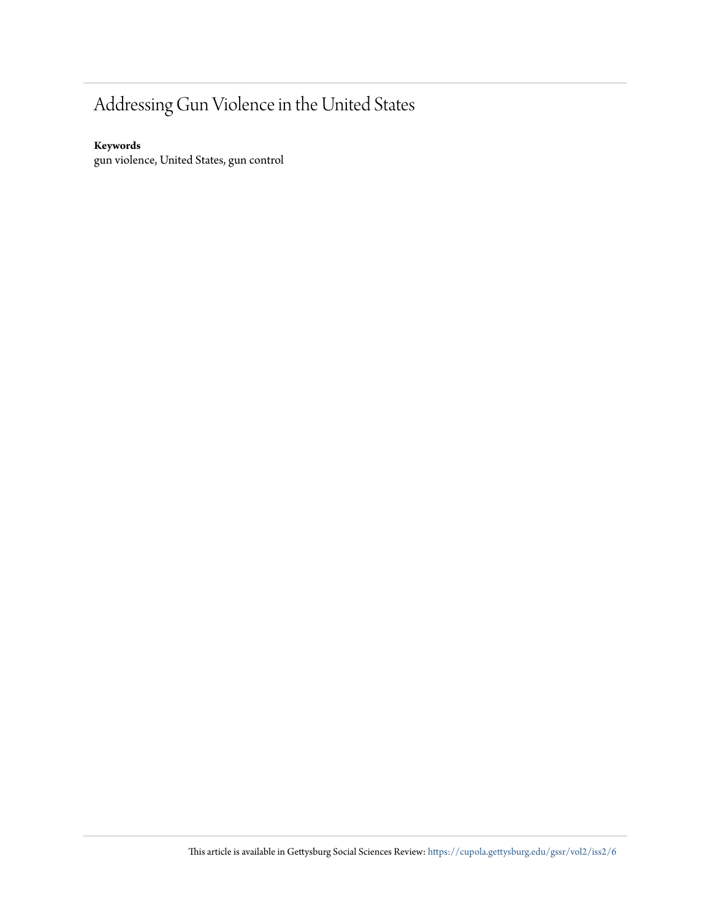# Addressing Gun Violence in the United States

**Keywords**
gun violence, United States, gun control

This article is available in Gettysburg Social Sciences Review: https://cupola.gettysburg.edu/gssr/vol2/iss2/6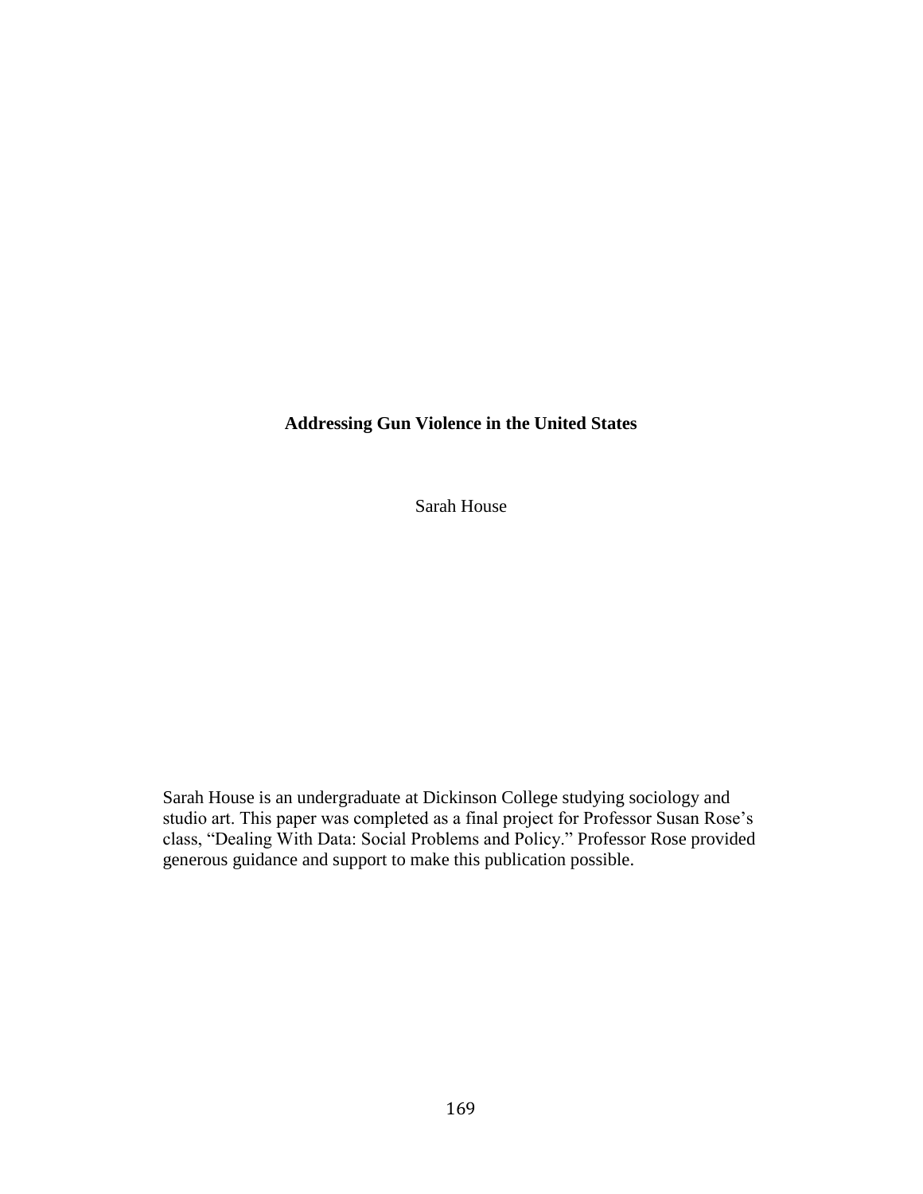# Addressing Gun Violence in the United States

Sarah House

Sarah House is an undergraduate at Dickinson College studying sociology and studio art. This paper was completed as a final project for Professor Susan Rose's class, "Dealing With Data: Social Problems and Policy." Professor Rose provided generous guidance and support to make this publication possible.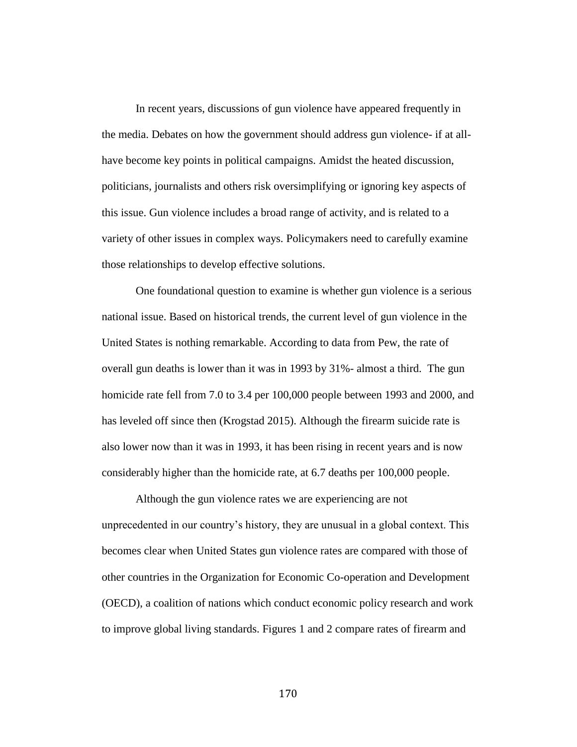In recent years, discussions of gun violence have appeared frequently in the media. Debates on how the government should address gun violence- if at all- have become key points in political campaigns. Amidst the heated discussion, politicians, journalists and others risk oversimplifying or ignoring key aspects of this issue. Gun violence includes a broad range of activity, and is related to a variety of other issues in complex ways. Policymakers need to carefully examine those relationships to develop effective solutions.

One foundational question to examine is whether gun violence is a serious national issue. Based on historical trends, the current level of gun violence in the United States is nothing remarkable. According to data from Pew, the rate of overall gun deaths is lower than it was in 1993 by 31%- almost a third. The gun homicide rate fell from 7.0 to 3.4 per 100,000 people between 1993 and 2000, and has leveled off since then (Krogstad 2015). Although the firearm suicide rate is also lower now than it was in 1993, it has been rising in recent years and is now considerably higher than the homicide rate, at 6.7 deaths per 100,000 people.

Although the gun violence rates we are experiencing are not unprecedented in our country's history, they are unusual in a global context. This becomes clear when United States gun violence rates are compared with those of other countries in the Organization for Economic Co-operation and Development (OECD), a coalition of nations which conduct economic policy research and work to improve global living standards. Figures 1 and 2 compare rates of firearm and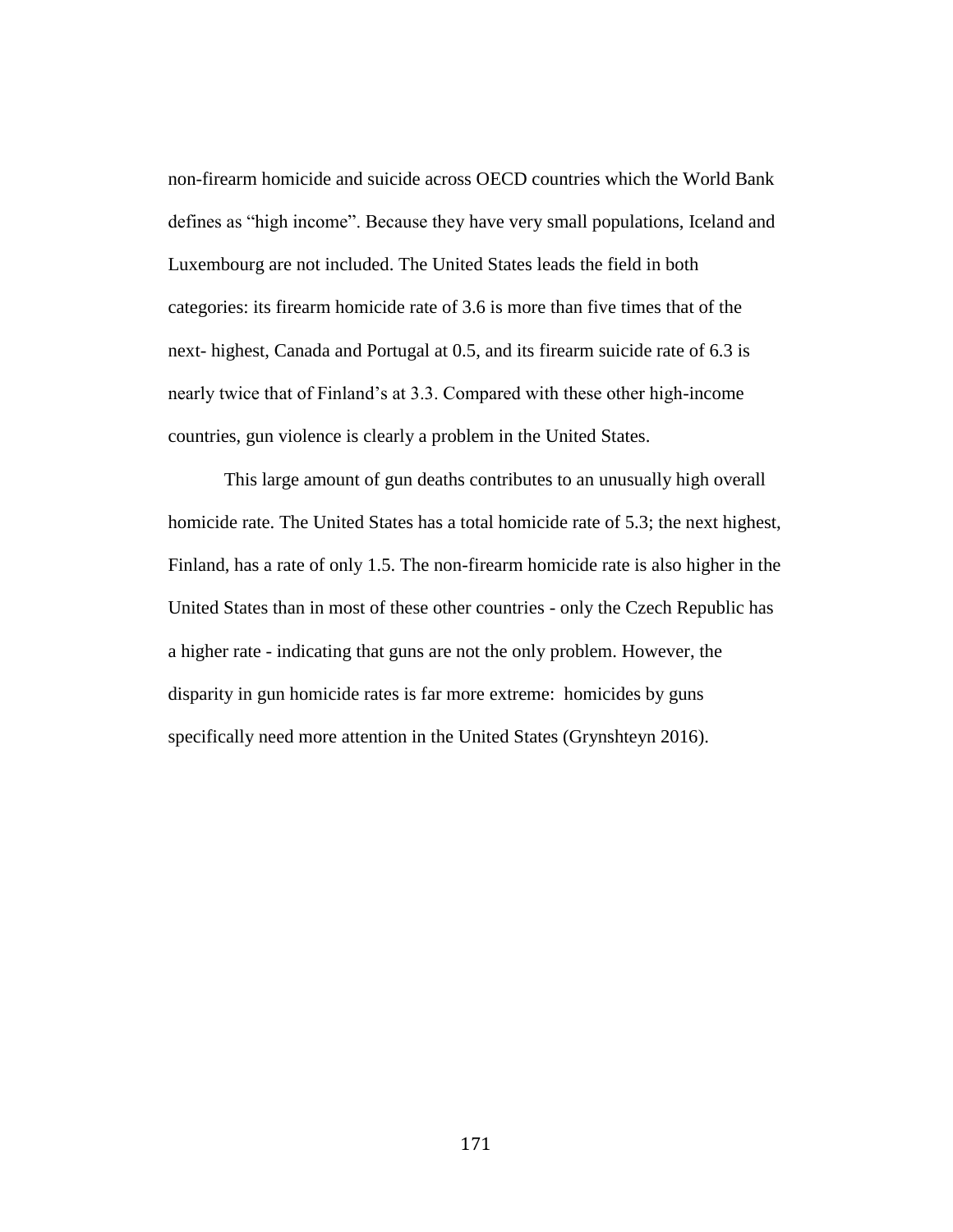non-firearm homicide and suicide across OECD countries which the World Bank defines as "high income". Because they have very small populations, Iceland and Luxembourg are not included. The United States leads the field in both categories: its firearm homicide rate of 3.6 is more than five times that of the next- highest, Canada and Portugal at 0.5, and its firearm suicide rate of 6.3 is nearly twice that of Finland's at 3.3. Compared with these other high-income countries, gun violence is clearly a problem in the United States.

This large amount of gun deaths contributes to an unusually high overall homicide rate. The United States has a total homicide rate of 5.3; the next highest, Finland, has a rate of only 1.5. The non-firearm homicide rate is also higher in the United States than in most of these other countries - only the Czech Republic has a higher rate - indicating that guns are not the only problem. However, the disparity in gun homicide rates is far more extreme:  homicides by guns specifically need more attention in the United States (Grynshteyn 2016).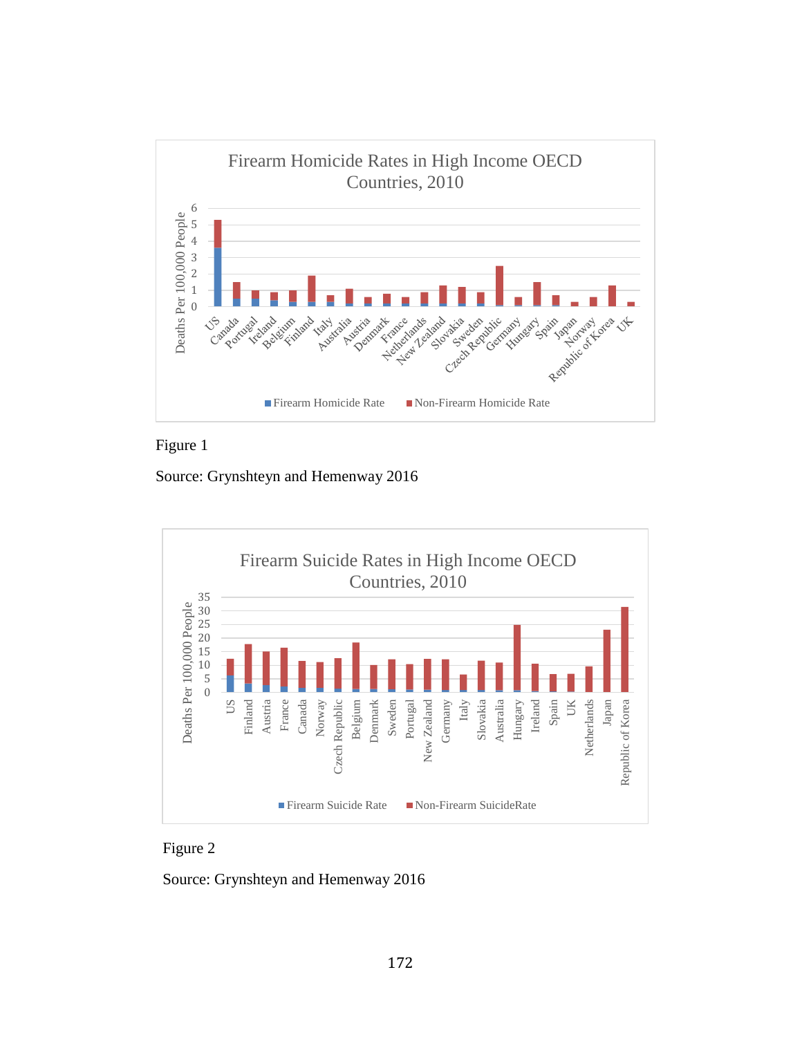Figure 1

Source: Grynshteyn and Hemenway 2016

Figure 2

Source: Grynshteyn and Hemenway 2016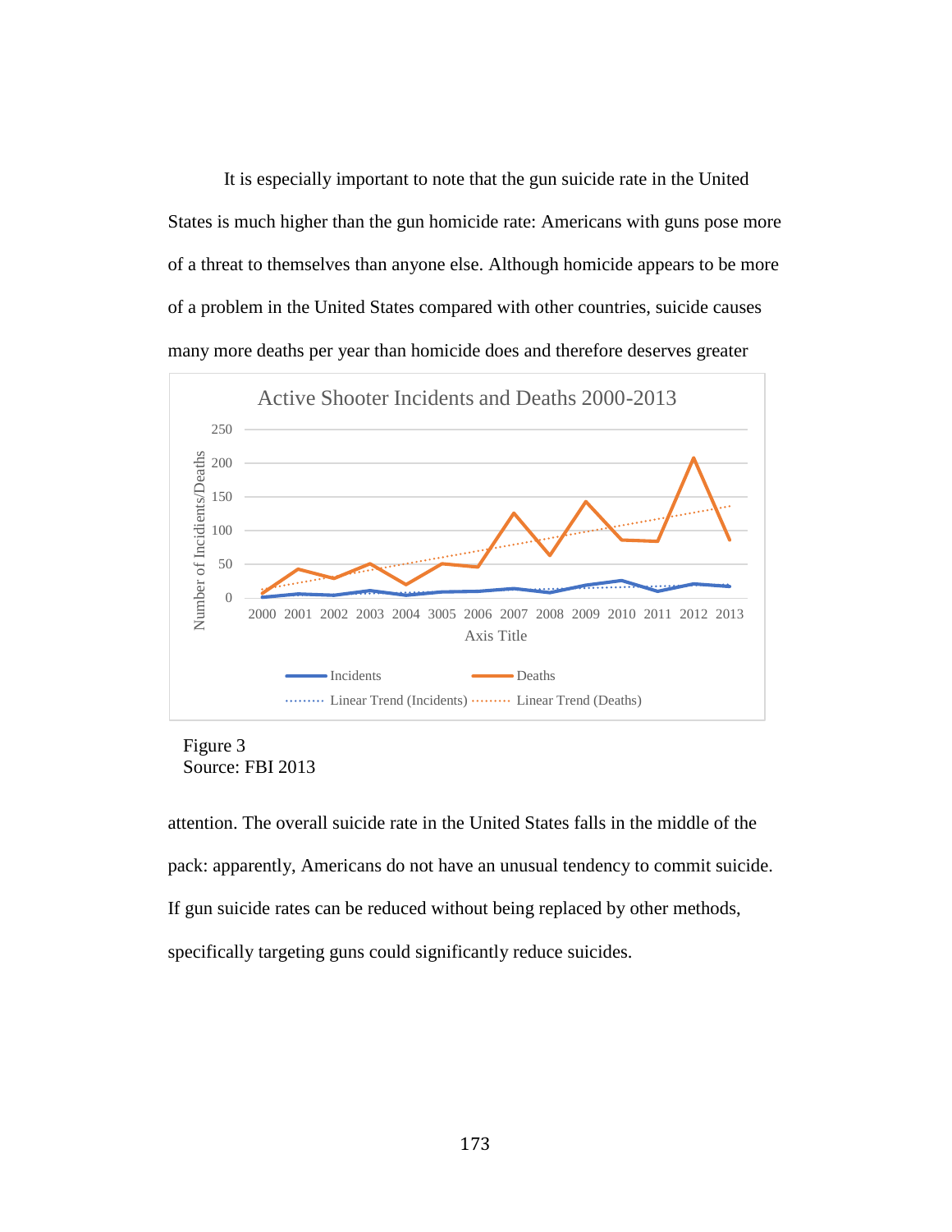It is especially important to note that the gun suicide rate in the United States is much higher than the gun homicide rate: Americans with guns pose more of a threat to themselves than anyone else. Although homicide appears to be more of a problem in the United States compared with other countries, suicide causes many more deaths per year than homicide does and therefore deserves greater attention. The overall suicide rate in the United States falls in the middle of the pack: apparently, Americans do not have an unusual tendency to commit suicide. If gun suicide rates can be reduced without being replaced by other methods, specifically targeting guns could significantly reduce suicides.

Figure 3
Source: FBI 2013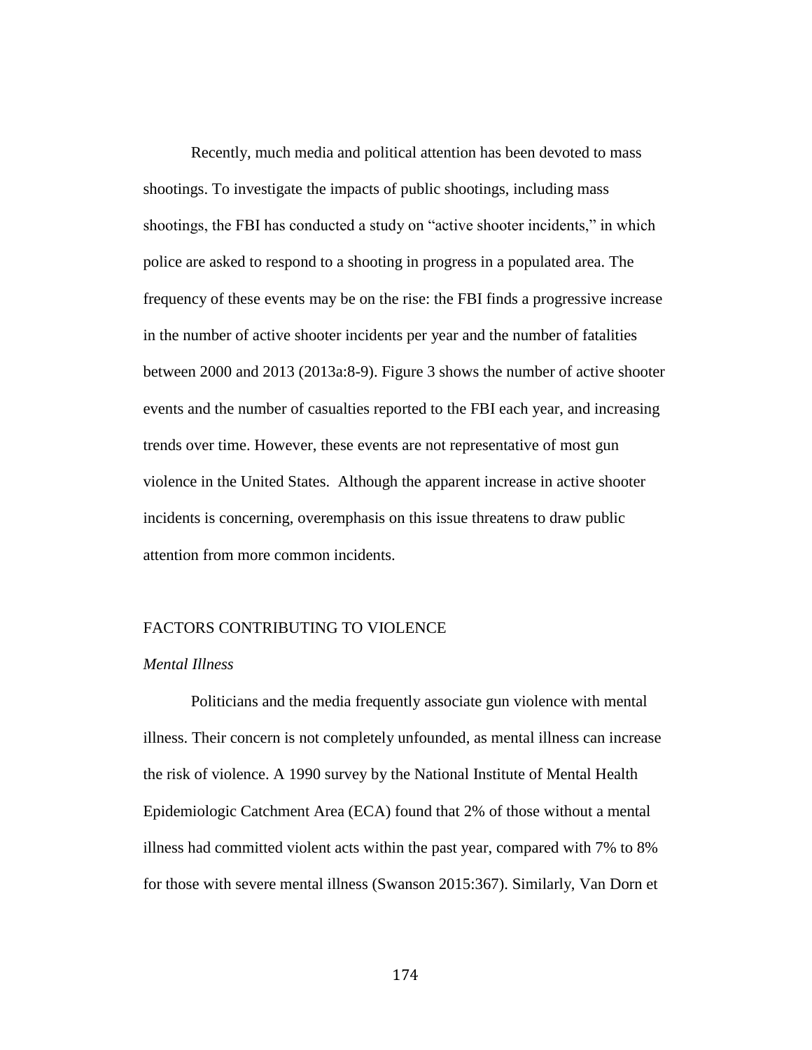Recently, much media and political attention has been devoted to mass shootings. To investigate the impacts of public shootings, including mass shootings, the FBI has conducted a study on "active shooter incidents," in which police are asked to respond to a shooting in progress in a populated area. The frequency of these events may be on the rise: the FBI finds a progressive increase in the number of active shooter incidents per year and the number of fatalities between 2000 and 2013 (2013a:8-9). Figure 3 shows the number of active shooter events and the number of casualties reported to the FBI each year, and increasing trends over time. However, these events are not representative of most gun violence in the United States. Although the apparent increase in active shooter incidents is concerning, overemphasis on this issue threatens to draw public attention from more common incidents.

## FACTORS CONTRIBUTING TO VIOLENCE

### *Mental Illness*

Politicians and the media frequently associate gun violence with mental illness. Their concern is not completely unfounded, as mental illness can increase the risk of violence. A 1990 survey by the National Institute of Mental Health Epidemiologic Catchment Area (ECA) found that 2% of those without a mental illness had committed violent acts within the past year, compared with 7% to 8% for those with severe mental illness (Swanson 2015:367). Similarly, Van Dorn et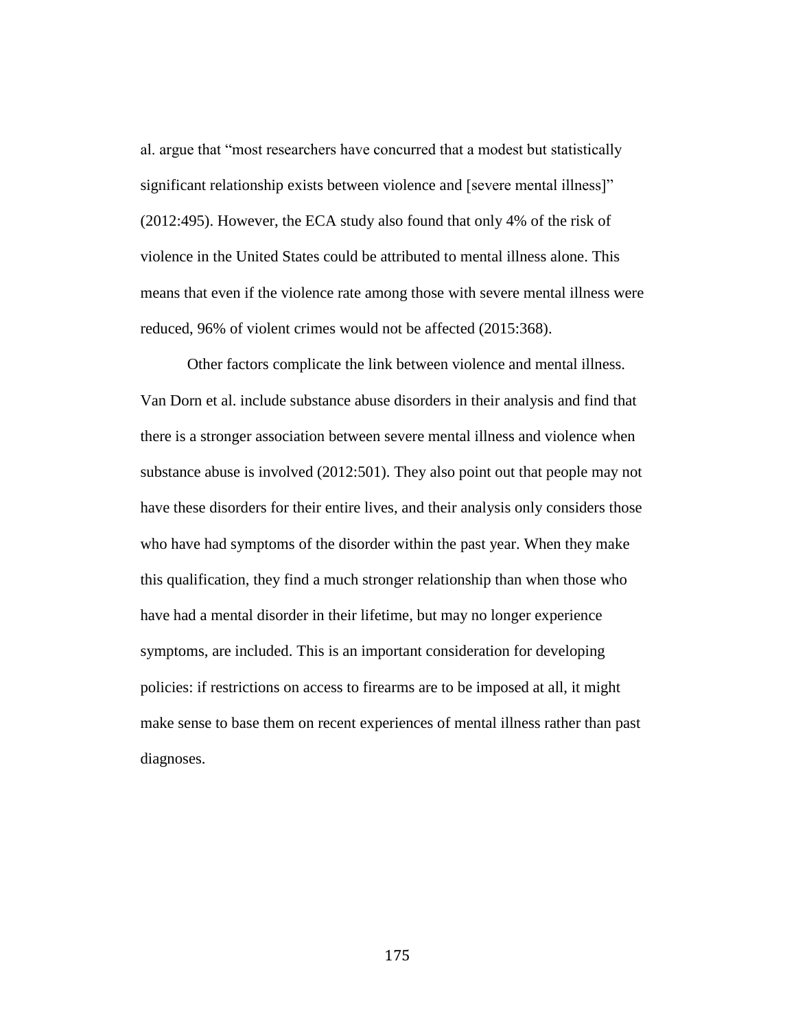al. argue that “most researchers have concurred that a modest but statistically significant relationship exists between violence and [severe mental illness]” (2012:495). However, the ECA study also found that only 4% of the risk of violence in the United States could be attributed to mental illness alone. This means that even if the violence rate among those with severe mental illness were reduced, 96% of violent crimes would not be affected (2015:368).

Other factors complicate the link between violence and mental illness. Van Dorn et al. include substance abuse disorders in their analysis and find that there is a stronger association between severe mental illness and violence when substance abuse is involved (2012:501). They also point out that people may not have these disorders for their entire lives, and their analysis only considers those who have had symptoms of the disorder within the past year. When they make this qualification, they find a much stronger relationship than when those who have had a mental disorder in their lifetime, but may no longer experience symptoms, are included. This is an important consideration for developing policies: if restrictions on access to firearms are to be imposed at all, it might make sense to base them on recent experiences of mental illness rather than past diagnoses.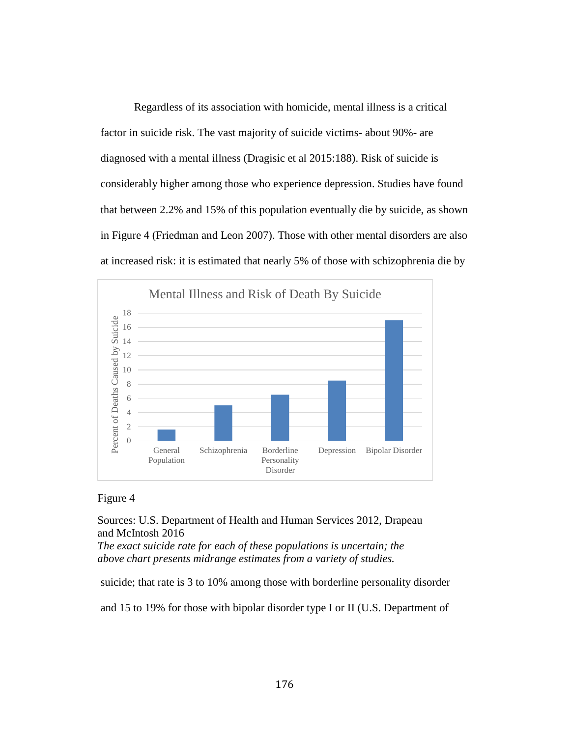Regardless of its association with homicide, mental illness is a critical factor in suicide risk. The vast majority of suicide victims- about 90%- are diagnosed with a mental illness (Dragisic et al 2015:188). Risk of suicide is considerably higher among those who experience depression. Studies have found that between 2.2% and 15% of this population eventually die by suicide, as shown in Figure 4 (Friedman and Leon 2007). Those with other mental disorders are also at increased risk: it is estimated that nearly 5% of those with schizophrenia die by

Figure 4

Sources: U.S. Department of Health and Human Services 2012, Drapeau and McIntosh 2016
*The exact suicide rate for each of these populations is uncertain; the above chart presents midrange estimates from a variety of studies.*

suicide; that rate is 3 to 10% among those with borderline personality disorder and 15 to 19% for those with bipolar disorder type I or II (U.S. Department of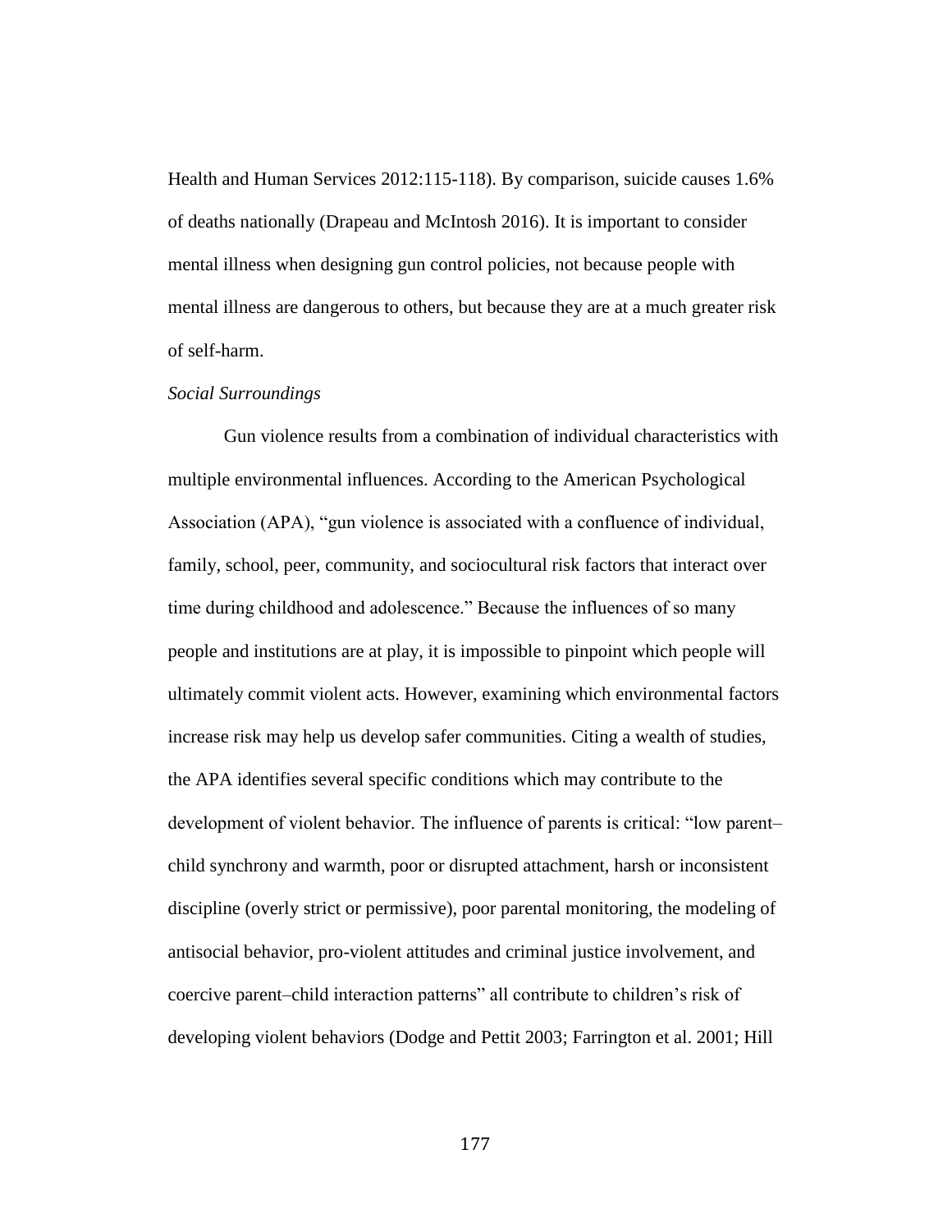Health and Human Services 2012:115-118). By comparison, suicide causes 1.6% of deaths nationally (Drapeau and McIntosh 2016). It is important to consider mental illness when designing gun control policies, not because people with mental illness are dangerous to others, but because they are at a much greater risk of self-harm.

### *Social Surroundings*

Gun violence results from a combination of individual characteristics with multiple environmental influences. According to the American Psychological Association (APA), "gun violence is associated with a confluence of individual, family, school, peer, community, and sociocultural risk factors that interact over time during childhood and adolescence." Because the influences of so many people and institutions are at play, it is impossible to pinpoint which people will ultimately commit violent acts. However, examining which environmental factors increase risk may help us develop safer communities. Citing a wealth of studies, the APA identifies several specific conditions which may contribute to the development of violent behavior. The influence of parents is critical: "low parent–child synchrony and warmth, poor or disrupted attachment, harsh or inconsistent discipline (overly strict or permissive), poor parental monitoring, the modeling of antisocial behavior, pro-violent attitudes and criminal justice involvement, and coercive parent–child interaction patterns" all contribute to children's risk of developing violent behaviors (Dodge and Pettit 2003; Farrington et al. 2001; Hill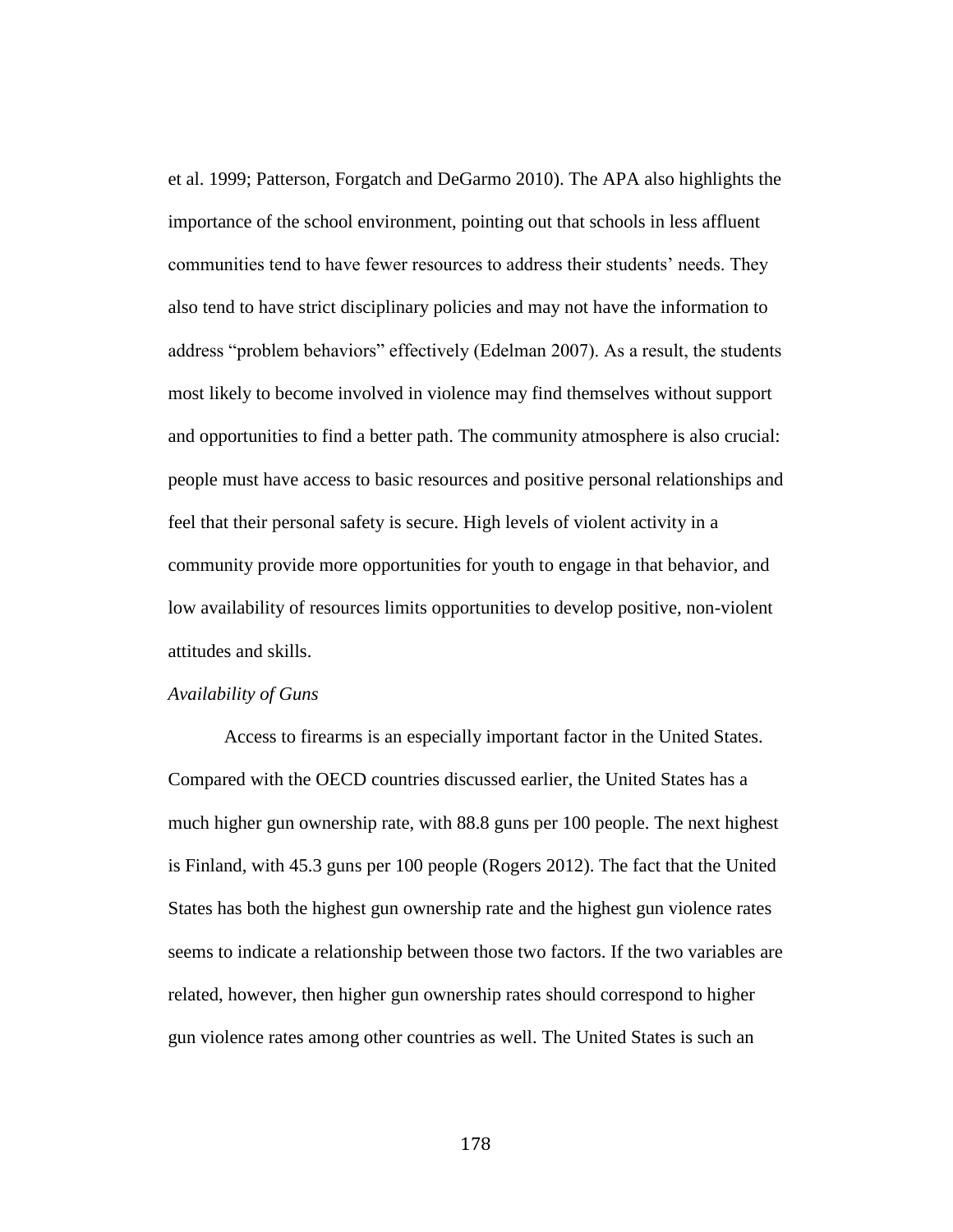et al. 1999; Patterson, Forgatch and DeGarmo 2010). The APA also highlights the importance of the school environment, pointing out that schools in less affluent communities tend to have fewer resources to address their students' needs. They also tend to have strict disciplinary policies and may not have the information to address "problem behaviors" effectively (Edelman 2007). As a result, the students most likely to become involved in violence may find themselves without support and opportunities to find a better path. The community atmosphere is also crucial: people must have access to basic resources and positive personal relationships and feel that their personal safety is secure. High levels of violent activity in a community provide more opportunities for youth to engage in that behavior, and low availability of resources limits opportunities to develop positive, non-violent attitudes and skills.

*Availability of Guns*

Access to firearms is an especially important factor in the United States. Compared with the OECD countries discussed earlier, the United States has a much higher gun ownership rate, with 88.8 guns per 100 people. The next highest is Finland, with 45.3 guns per 100 people (Rogers 2012). The fact that the United States has both the highest gun ownership rate and the highest gun violence rates seems to indicate a relationship between those two factors. If the two variables are related, however, then higher gun ownership rates should correspond to higher gun violence rates among other countries as well. The United States is such an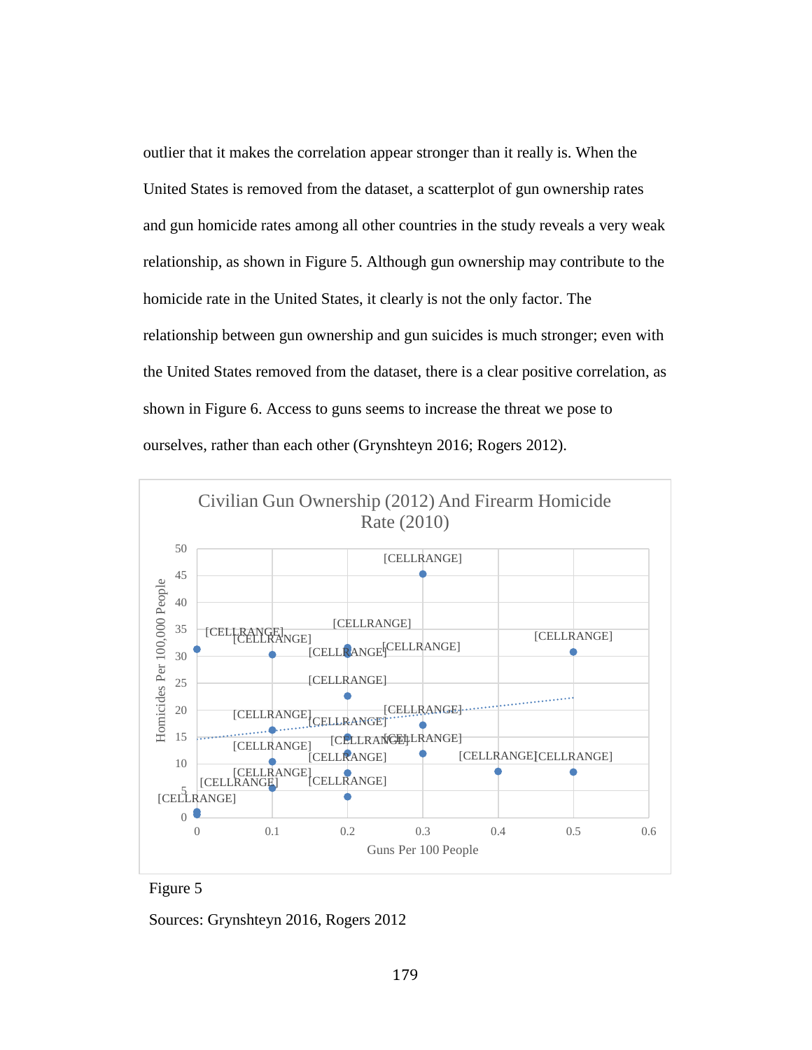outlier that it makes the correlation appear stronger than it really is. When the United States is removed from the dataset, a scatterplot of gun ownership rates and gun homicide rates among all other countries in the study reveals a very weak relationship, as shown in Figure 5. Although gun ownership may contribute to the homicide rate in the United States, it clearly is not the only factor. The relationship between gun ownership and gun suicides is much stronger; even with the United States removed from the dataset, there is a clear positive correlation, as shown in Figure 6. Access to guns seems to increase the threat we pose to ourselves, rather than each other (Grynshteyn 2016; Rogers 2012).

Figure 5

Sources: Grynshteyn 2016, Rogers 2012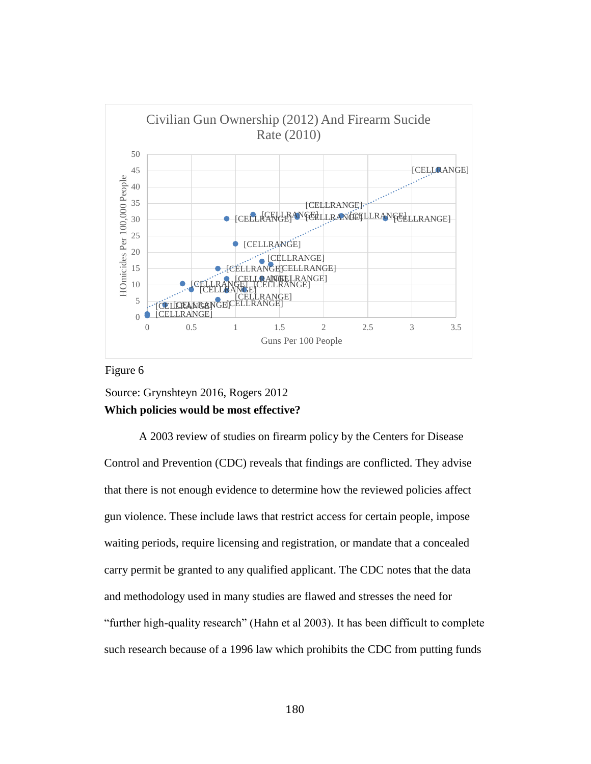Civilian Gun Ownership (2012) And Firearm Sucide Rate (2010)

Figure 6

Source: Grynshteyn 2016, Rogers 2012

**Which policies would be most effective?**

A 2003 review of studies on firearm policy by the Centers for Disease Control and Prevention (CDC) reveals that findings are conflicted. They advise that there is not enough evidence to determine how the reviewed policies affect gun violence. These include laws that restrict access for certain people, impose waiting periods, require licensing and registration, or mandate that a concealed carry permit be granted to any qualified applicant. The CDC notes that the data and methodology used in many studies are flawed and stresses the need for "further high-quality research" (Hahn et al 2003). It has been difficult to complete such research because of a 1996 law which prohibits the CDC from putting funds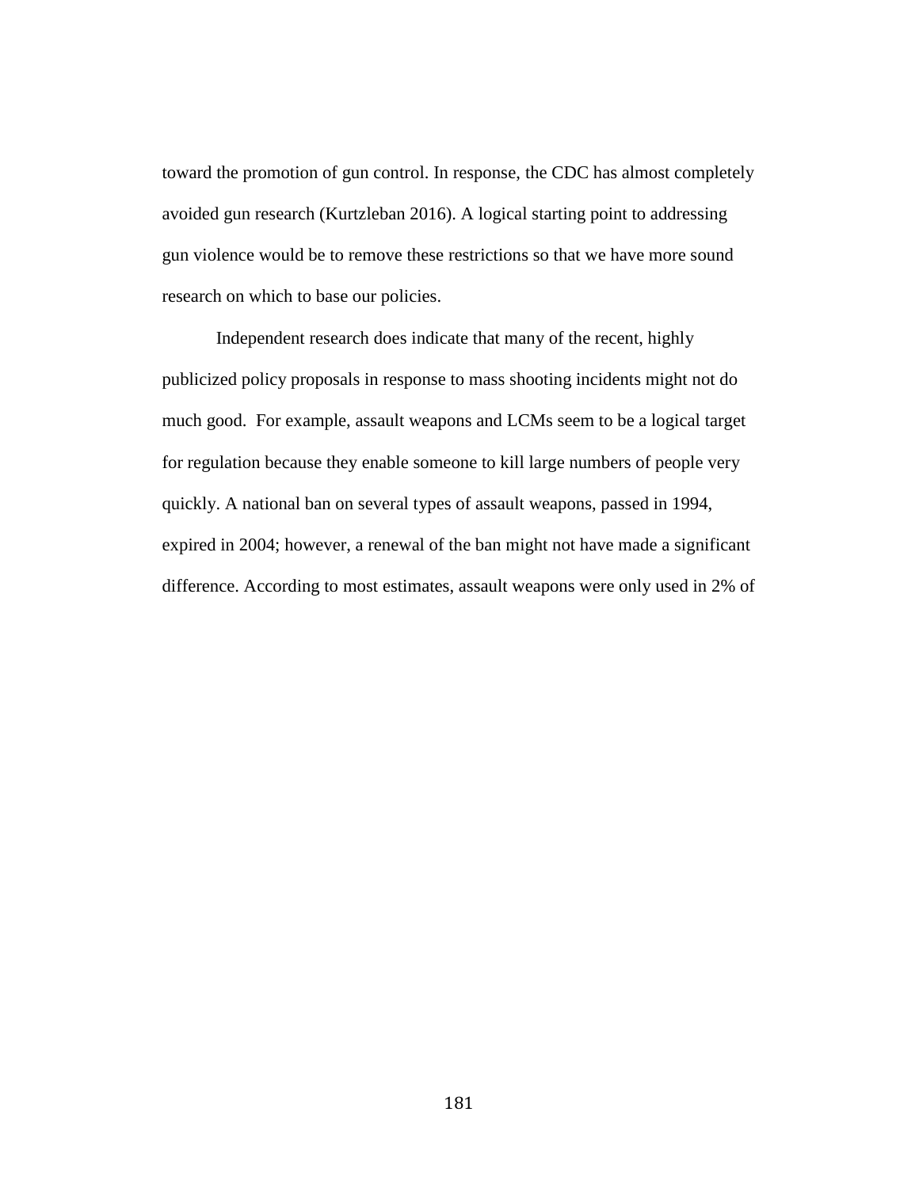toward the promotion of gun control. In response, the CDC has almost completely avoided gun research (Kurtzleban 2016). A logical starting point to addressing gun violence would be to remove these restrictions so that we have more sound research on which to base our policies.

Independent research does indicate that many of the recent, highly publicized policy proposals in response to mass shooting incidents might not do much good. For example, assault weapons and LCMs seem to be a logical target for regulation because they enable someone to kill large numbers of people very quickly. A national ban on several types of assault weapons, passed in 1994, expired in 2004; however, a renewal of the ban might not have made a significant difference. According to most estimates, assault weapons were only used in 2% of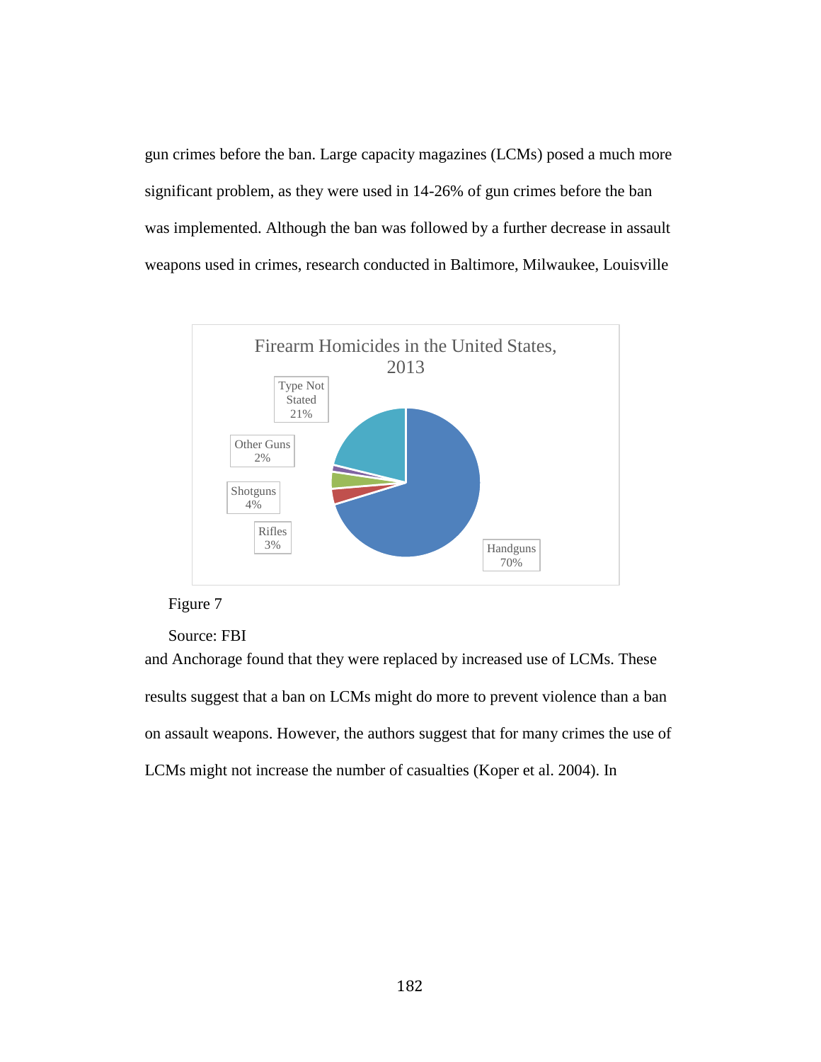gun crimes before the ban. Large capacity magazines (LCMs) posed a much more significant problem, as they were used in 14-26% of gun crimes before the ban was implemented. Although the ban was followed by a further decrease in assault weapons used in crimes, research conducted in Baltimore, Milwaukee, Louisville

Firearm Homicides in the United States, 2013

| Type | Percentage |
|---|---|
| Handguns | 70% |
| Type Not Stated | 21% |
| Shotguns | 4% |
| Rifles | 3% |
| Other Guns | 2% |

Figure 7

Source: FBI

and Anchorage found that they were replaced by increased use of LCMs. These results suggest that a ban on LCMs might do more to prevent violence than a ban on assault weapons. However, the authors suggest that for many crimes the use of LCMs might not increase the number of casualties (Koper et al. 2004). In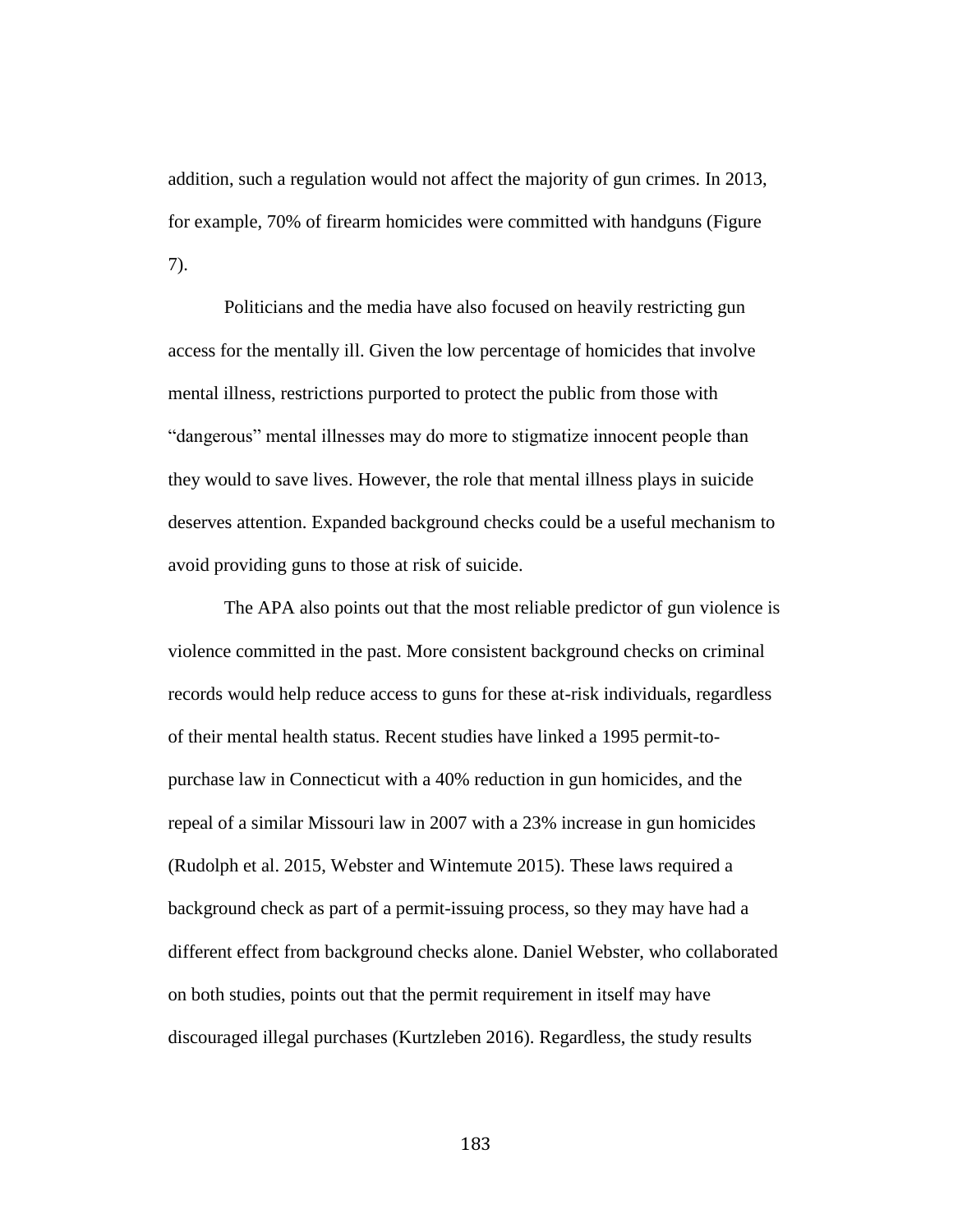addition, such a regulation would not affect the majority of gun crimes. In 2013, for example, 70% of firearm homicides were committed with handguns (Figure 7).

Politicians and the media have also focused on heavily restricting gun access for the mentally ill. Given the low percentage of homicides that involve mental illness, restrictions purported to protect the public from those with "dangerous" mental illnesses may do more to stigmatize innocent people than they would to save lives. However, the role that mental illness plays in suicide deserves attention. Expanded background checks could be a useful mechanism to avoid providing guns to those at risk of suicide.

The APA also points out that the most reliable predictor of gun violence is violence committed in the past. More consistent background checks on criminal records would help reduce access to guns for these at-risk individuals, regardless of their mental health status. Recent studies have linked a 1995 permit-to-purchase law in Connecticut with a 40% reduction in gun homicides, and the repeal of a similar Missouri law in 2007 with a 23% increase in gun homicides (Rudolph et al. 2015, Webster and Wintemute 2015). These laws required a background check as part of a permit-issuing process, so they may have had a different effect from background checks alone. Daniel Webster, who collaborated on both studies, points out that the permit requirement in itself may have discouraged illegal purchases (Kurtzleben 2016). Regardless, the study results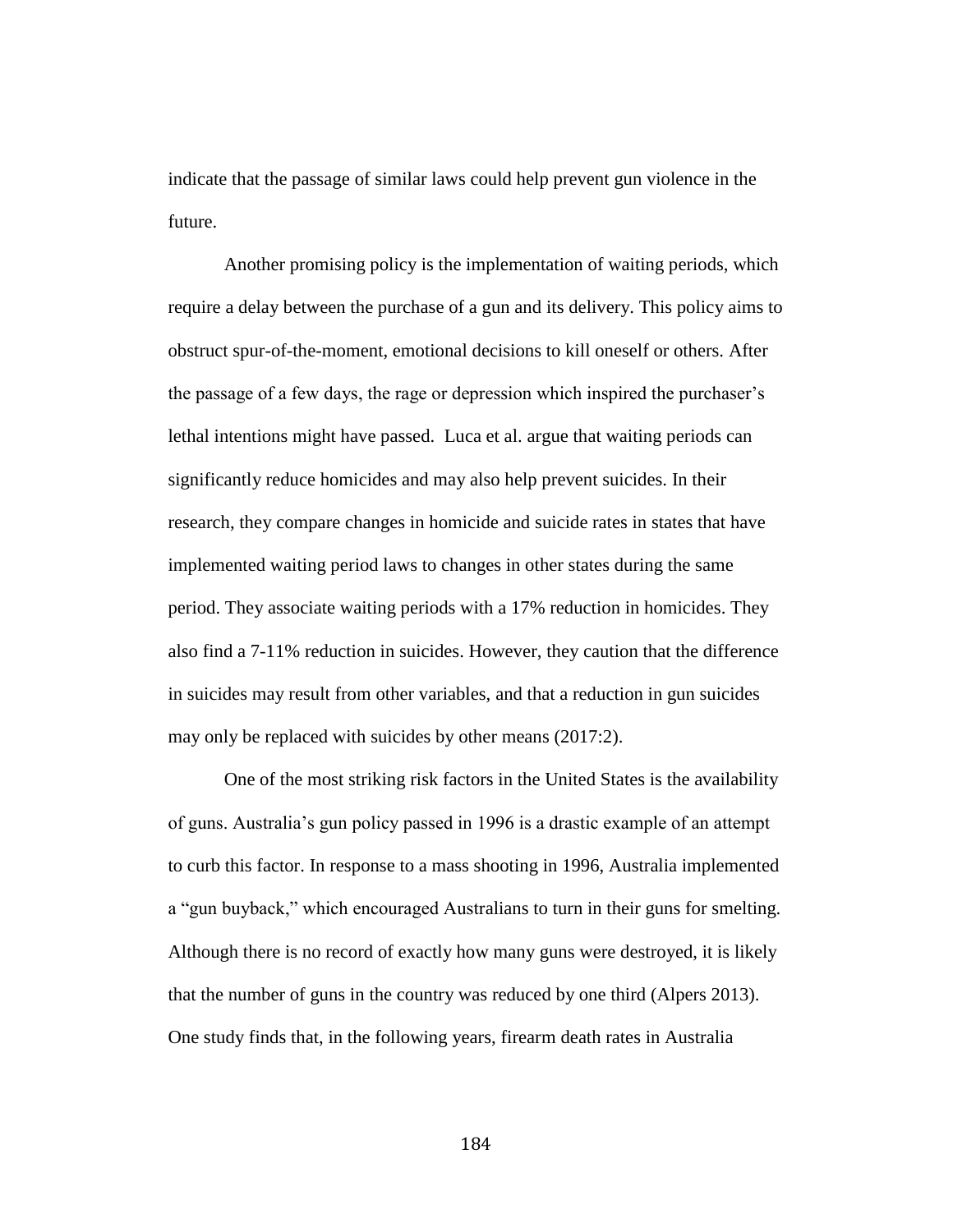indicate that the passage of similar laws could help prevent gun violence in the future.

Another promising policy is the implementation of waiting periods, which require a delay between the purchase of a gun and its delivery. This policy aims to obstruct spur-of-the-moment, emotional decisions to kill oneself or others. After the passage of a few days, the rage or depression which inspired the purchaser's lethal intentions might have passed. Luca et al. argue that waiting periods can significantly reduce homicides and may also help prevent suicides. In their research, they compare changes in homicide and suicide rates in states that have implemented waiting period laws to changes in other states during the same period. They associate waiting periods with a 17% reduction in homicides. They also find a 7-11% reduction in suicides. However, they caution that the difference in suicides may result from other variables, and that a reduction in gun suicides may only be replaced with suicides by other means (2017:2).

One of the most striking risk factors in the United States is the availability of guns. Australia's gun policy passed in 1996 is a drastic example of an attempt to curb this factor. In response to a mass shooting in 1996, Australia implemented a "gun buyback," which encouraged Australians to turn in their guns for smelting. Although there is no record of exactly how many guns were destroyed, it is likely that the number of guns in the country was reduced by one third (Alpers 2013). One study finds that, in the following years, firearm death rates in Australia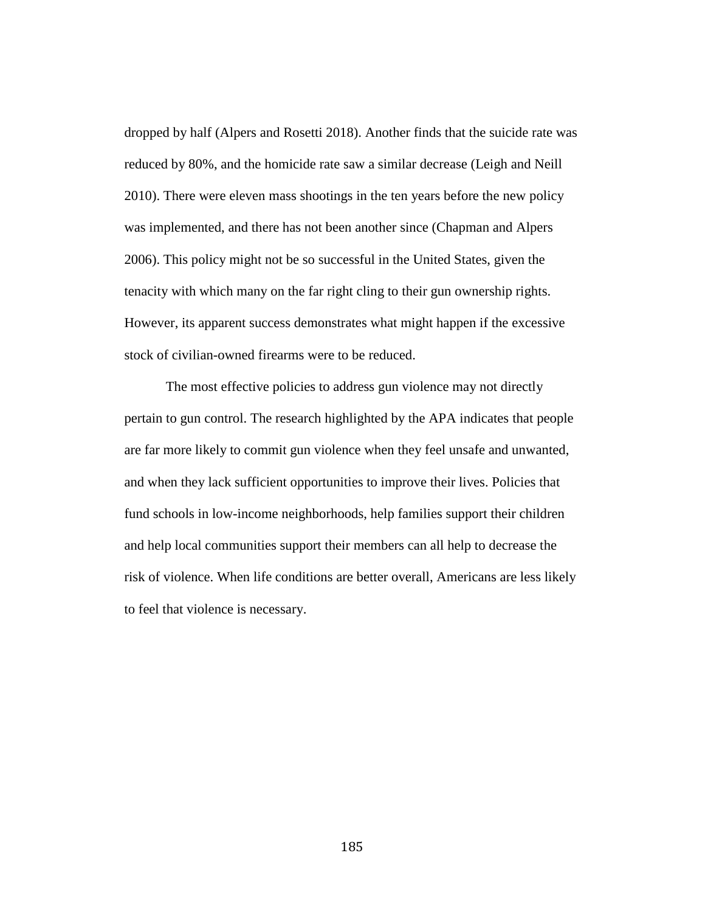dropped by half (Alpers and Rosetti 2018). Another finds that the suicide rate was reduced by 80%, and the homicide rate saw a similar decrease (Leigh and Neill 2010). There were eleven mass shootings in the ten years before the new policy was implemented, and there has not been another since (Chapman and Alpers 2006). This policy might not be so successful in the United States, given the tenacity with which many on the far right cling to their gun ownership rights. However, its apparent success demonstrates what might happen if the excessive stock of civilian-owned firearms were to be reduced.

The most effective policies to address gun violence may not directly pertain to gun control. The research highlighted by the APA indicates that people are far more likely to commit gun violence when they feel unsafe and unwanted, and when they lack sufficient opportunities to improve their lives. Policies that fund schools in low-income neighborhoods, help families support their children and help local communities support their members can all help to decrease the risk of violence. When life conditions are better overall, Americans are less likely to feel that violence is necessary.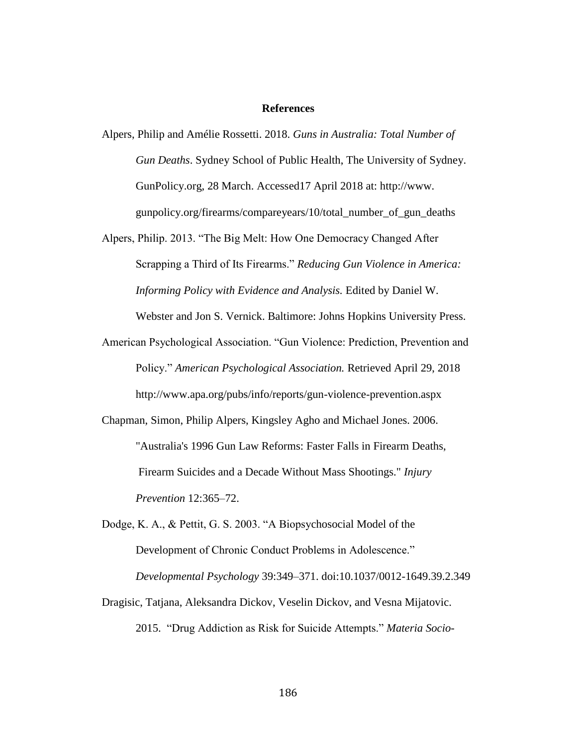**References**

Alpers, Philip and Amélie Rossetti. 2018. *Guns in Australia: Total Number of Gun Deaths*. Sydney School of Public Health, The University of Sydney. GunPolicy.org, 28 March. Accessed17 April 2018 at: http://www. gunpolicy.org/firearms/compareyears/10/total_number_of_gun_deaths

Alpers, Philip. 2013. "The Big Melt: How One Democracy Changed After Scrapping a Third of Its Firearms." *Reducing Gun Violence in America: Informing Policy with Evidence and Analysis.* Edited by Daniel W. Webster and Jon S. Vernick. Baltimore: Johns Hopkins University Press.

American Psychological Association. "Gun Violence: Prediction, Prevention and Policy." *American Psychological Association.* Retrieved April 29, 2018 http://www.apa.org/pubs/info/reports/gun-violence-prevention.aspx

Chapman, Simon, Philip Alpers, Kingsley Agho and Michael Jones. 2006. "Australia's 1996 Gun Law Reforms: Faster Falls in Firearm Deaths, Firearm Suicides and a Decade Without Mass Shootings." *Injury Prevention* 12:365–72.

Dodge, K. A., & Pettit, G. S. 2003. "A Biopsychosocial Model of the Development of Chronic Conduct Problems in Adolescence." *Developmental Psychology* 39:349–371. doi:10.1037/0012-1649.39.2.349

Dragisic, Tatjana, Aleksandra Dickov, Veselin Dickov, and Vesna Mijatovic. 2015. "Drug Addiction as Risk for Suicide Attempts." *Materia Socio-*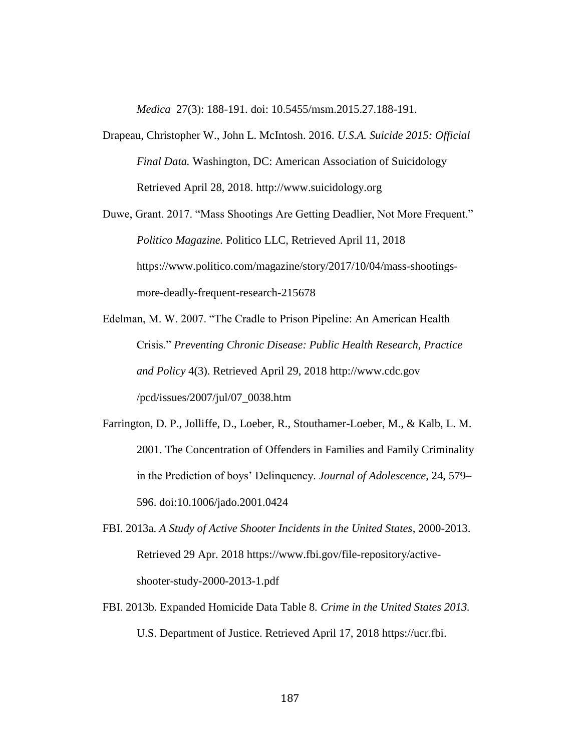*Medica* 27(3): 188-191. doi: 10.5455/msm.2015.27.188-191.

Drapeau, Christopher W., John L. McIntosh. 2016. *U.S.A. Suicide 2015: Official Final Data.* Washington, DC: American Association of Suicidology Retrieved April 28, 2018. http://www.suicidology.org

Duwe, Grant. 2017. "Mass Shootings Are Getting Deadlier, Not More Frequent." *Politico Magazine.* Politico LLC, Retrieved April 11, 2018 https://www.politico.com/magazine/story/2017/10/04/mass-shootings-more-deadly-frequent-research-215678

Edelman, M. W. 2007. "The Cradle to Prison Pipeline: An American Health Crisis." *Preventing Chronic Disease: Public Health Research, Practice and Policy* 4(3). Retrieved April 29, 2018 http://www.cdc.gov /pcd/issues/2007/jul/07_0038.htm

Farrington, D. P., Jolliffe, D., Loeber, R., Stouthamer-Loeber, M., & Kalb, L. M. 2001. The Concentration of Offenders in Families and Family Criminality in the Prediction of boys' Delinquency. *Journal of Adolescence*, 24, 579–596. doi:10.1006/jado.2001.0424

FBI. 2013a. *A Study of Active Shooter Incidents in the United States*, 2000-2013. Retrieved 29 Apr. 2018 https://www.fbi.gov/file-repository/active-shooter-study-2000-2013-1.pdf

FBI. 2013b. Expanded Homicide Data Table 8*. Crime in the United States 2013.* U.S. Department of Justice. Retrieved April 17, 2018 https://ucr.fbi.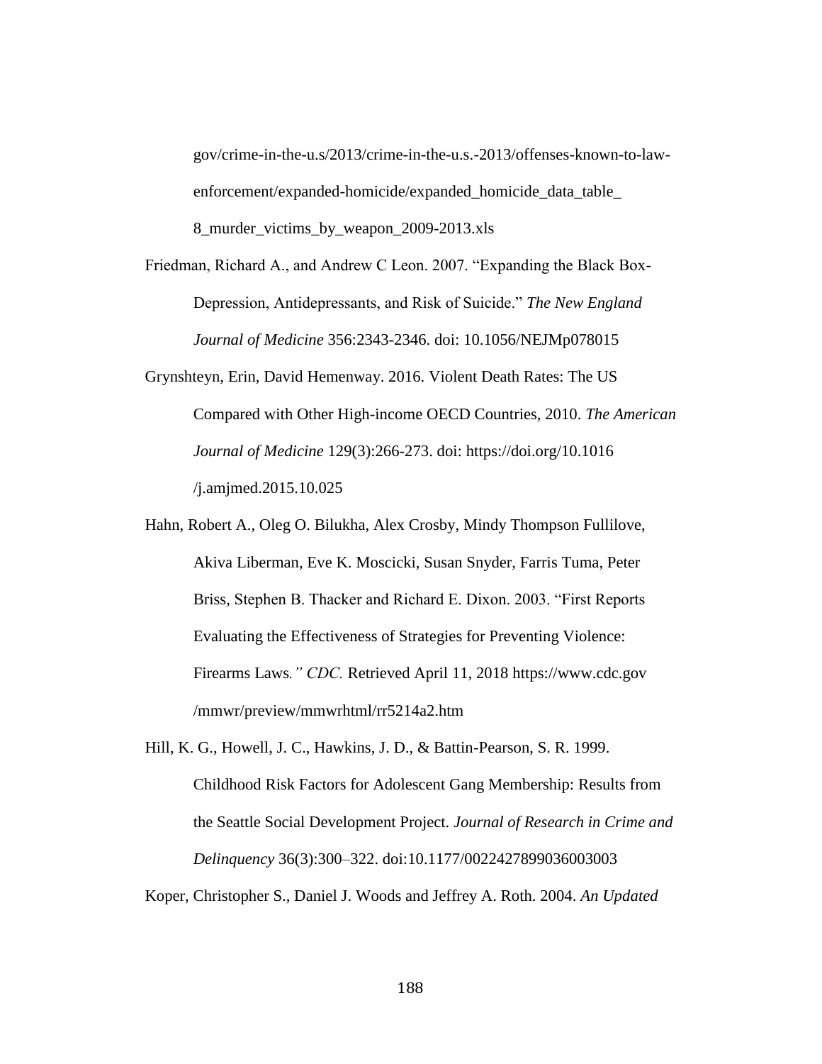gov/crime-in-the-u.s/2013/crime-in-the-u.s.-2013/offenses-known-to-law-enforcement/expanded-homicide/expanded_homicide_data_table_8_murder_victims_by_weapon_2009-2013.xls

Friedman, Richard A., and Andrew C Leon. 2007. "Expanding the Black Box-Depression, Antidepressants, and Risk of Suicide." *The New England Journal of Medicine* 356:2343-2346. doi: 10.1056/NEJMp078015

Grynshteyn, Erin, David Hemenway. 2016. Violent Death Rates: The US Compared with Other High-income OECD Countries, 2010. *The American Journal of Medicine* 129(3):266-273. doi: https://doi.org/10.1016/j.amjmed.2015.10.025

Hahn, Robert A., Oleg O. Bilukha, Alex Crosby, Mindy Thompson Fullilove, Akiva Liberman, Eve K. Moscicki, Susan Snyder, Farris Tuma, Peter Briss, Stephen B. Thacker and Richard E. Dixon. 2003. "First Reports Evaluating the Effectiveness of Strategies for Preventing Violence: Firearms Laws*." CDC.* Retrieved April 11, 2018 https://www.cdc.gov/mmwr/preview/mmwrhtml/rr5214a2.htm

Hill, K. G., Howell, J. C., Hawkins, J. D., & Battin-Pearson, S. R. 1999. Childhood Risk Factors for Adolescent Gang Membership: Results from the Seattle Social Development Project. *Journal of Research in Crime and Delinquency* 36(3):300–322. doi:10.1177/0022427899036003003

Koper, Christopher S., Daniel J. Woods and Jeffrey A. Roth. 2004. *An Updated*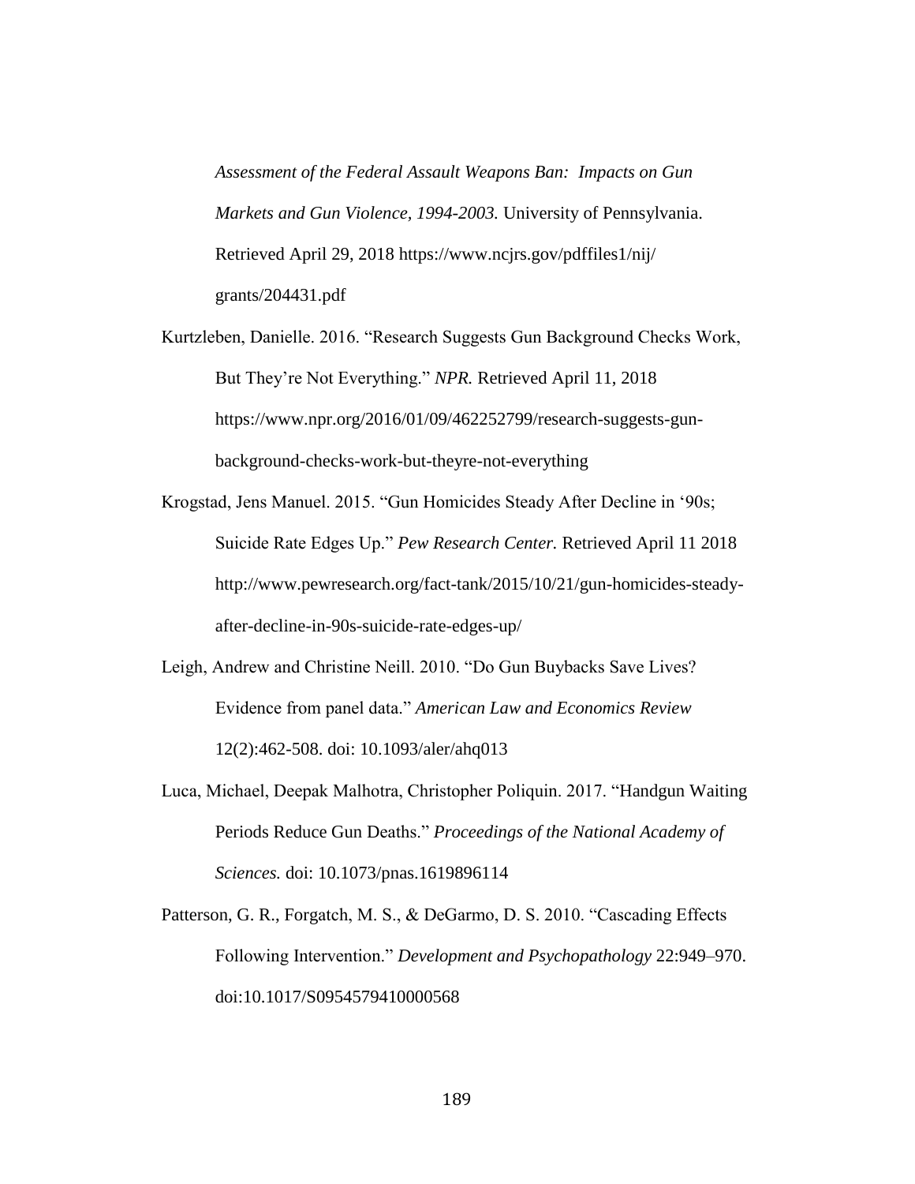*Assessment of the Federal Assault Weapons Ban: Impacts on Gun Markets and Gun Violence, 1994-2003.* University of Pennsylvania. Retrieved April 29, 2018 https://www.ncjrs.gov/pdffiles1/nij/grants/204431.pdf

Kurtzleben, Danielle. 2016. "Research Suggests Gun Background Checks Work, But They're Not Everything." *NPR.* Retrieved April 11, 2018 https://www.npr.org/2016/01/09/462252799/research-suggests-gun-background-checks-work-but-theyre-not-everything

Krogstad, Jens Manuel. 2015. "Gun Homicides Steady After Decline in '90s; Suicide Rate Edges Up." *Pew Research Center.* Retrieved April 11 2018 http://www.pewresearch.org/fact-tank/2015/10/21/gun-homicides-steady-after-decline-in-90s-suicide-rate-edges-up/

Leigh, Andrew and Christine Neill. 2010. "Do Gun Buybacks Save Lives? Evidence from panel data." *American Law and Economics Review* 12(2):462-508. doi: 10.1093/aler/ahq013

Luca, Michael, Deepak Malhotra, Christopher Poliquin. 2017. "Handgun Waiting Periods Reduce Gun Deaths." *Proceedings of the National Academy of Sciences.* doi: 10.1073/pnas.1619896114

Patterson, G. R., Forgatch, M. S., & DeGarmo, D. S. 2010. "Cascading Effects Following Intervention." *Development and Psychopathology* 22:949–970. doi:10.1017/S0954579410000568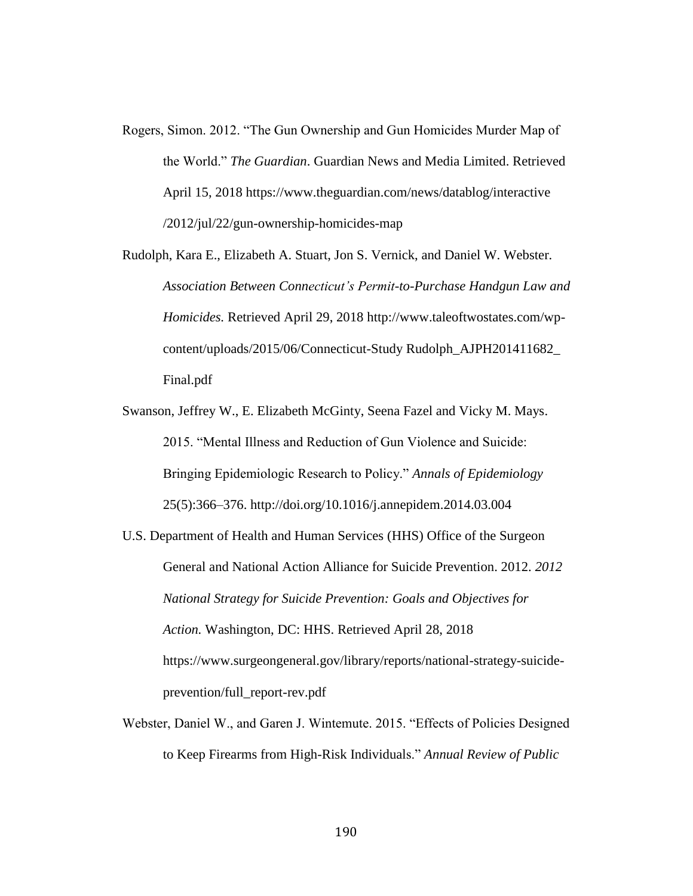Rogers, Simon. 2012. "The Gun Ownership and Gun Homicides Murder Map of the World." *The Guardian*. Guardian News and Media Limited. Retrieved April 15, 2018 https://www.theguardian.com/news/datablog/interactive /2012/jul/22/gun-ownership-homicides-map

Rudolph, Kara E., Elizabeth A. Stuart, Jon S. Vernick, and Daniel W. Webster. *Association Between Connecticut's Permit-to-Purchase Handgun Law and Homicides.* Retrieved April 29, 2018 http://www.taleoftwostates.com/wp-content/uploads/2015/06/Connecticut-Study Rudolph_AJPH201411682_ Final.pdf

Swanson, Jeffrey W., E. Elizabeth McGinty, Seena Fazel and Vicky M. Mays. 2015. "Mental Illness and Reduction of Gun Violence and Suicide: Bringing Epidemiologic Research to Policy." *Annals of Epidemiology* 25(5):366–376. http://doi.org/10.1016/j.annepidem.2014.03.004

U.S. Department of Health and Human Services (HHS) Office of the Surgeon General and National Action Alliance for Suicide Prevention. 2012. *2012 National Strategy for Suicide Prevention: Goals and Objectives for Action.* Washington, DC: HHS. Retrieved April 28, 2018 https://www.surgeongeneral.gov/library/reports/national-strategy-suicide-prevention/full_report-rev.pdf

Webster, Daniel W., and Garen J. Wintemute. 2015. "Effects of Policies Designed to Keep Firearms from High-Risk Individuals." *Annual Review of Public*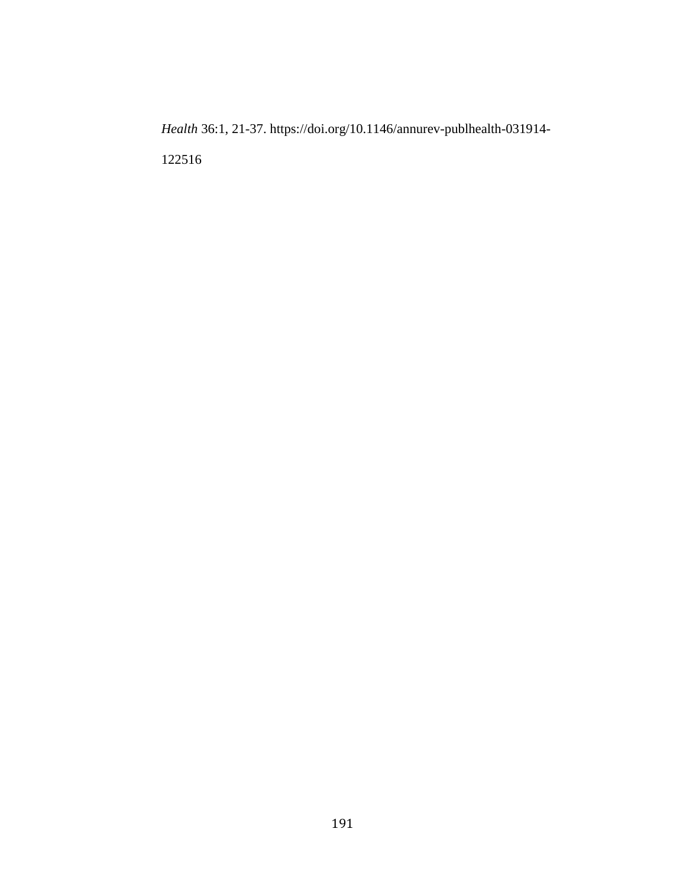*Health* 36:1, 21-37. https://doi.org/10.1146/annurev-publhealth-031914-122516